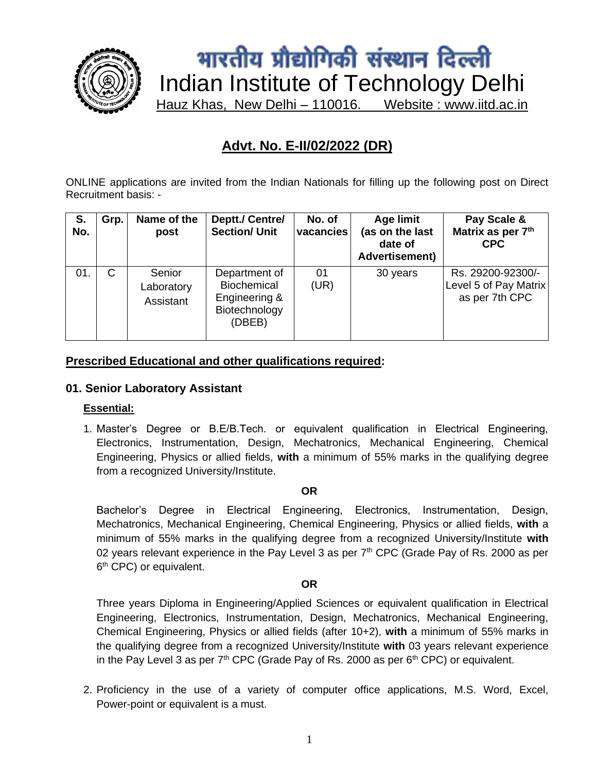# भारतीय प्रौद्योगिकी संस्थान दिल्ली

# Indian Institute of Technology Delhi

Hauz Khas, New Delhi – 110016. Website : www.iitd.ac.in

## Advt. No. E-II/02/2022 (DR)

ONLINE applications are invited from the Indian Nationals for filling up the following post on Direct Recruitment basis: -

| S. No. | Grp. | Name of the post | Deptt./ Centre/ Section/ Unit | No. of vacancies | Age limit (as on the last date of Advertisement) | Pay Scale & Matrix as per 7th CPC |
|---|---|---|---|---|---|---|
| 01. | C | Senior Laboratory Assistant | Department of Biochemical Engineering & Biotechnology (DBEB) | 01 (UR) | 30 years | Rs. 29200-92300/- Level 5 of Pay Matrix as per 7th CPC |

### Prescribed Educational and other qualifications required:

### 01. Senior Laboratory Assistant

**Essential:**

1. Master's Degree or B.E/B.Tech. or equivalent qualification in Electrical Engineering, Electronics, Instrumentation, Design, Mechatronics, Mechanical Engineering, Chemical Engineering, Physics or allied fields, **with** a minimum of 55% marks in the qualifying degree from a recognized University/Institute.

   **OR**

   Bachelor's Degree in Electrical Engineering, Electronics, Instrumentation, Design, Mechatronics, Mechanical Engineering, Chemical Engineering, Physics or allied fields, **with** a minimum of 55% marks in the qualifying degree from a recognized University/Institute **with** 02 years relevant experience in the Pay Level 3 as per 7th CPC (Grade Pay of Rs. 2000 as per 6th CPC) or equivalent.

   **OR**

   Three years Diploma in Engineering/Applied Sciences or equivalent qualification in Electrical Engineering, Electronics, Instrumentation, Design, Mechatronics, Mechanical Engineering, Chemical Engineering, Physics or allied fields (after 10+2), **with** a minimum of 55% marks in the qualifying degree from a recognized University/Institute **with** 03 years relevant experience in the Pay Level 3 as per 7th CPC (Grade Pay of Rs. 2000 as per 6th CPC) or equivalent.

2. Proficiency in the use of a variety of computer office applications, M.S. Word, Excel, Power-point or equivalent is a must.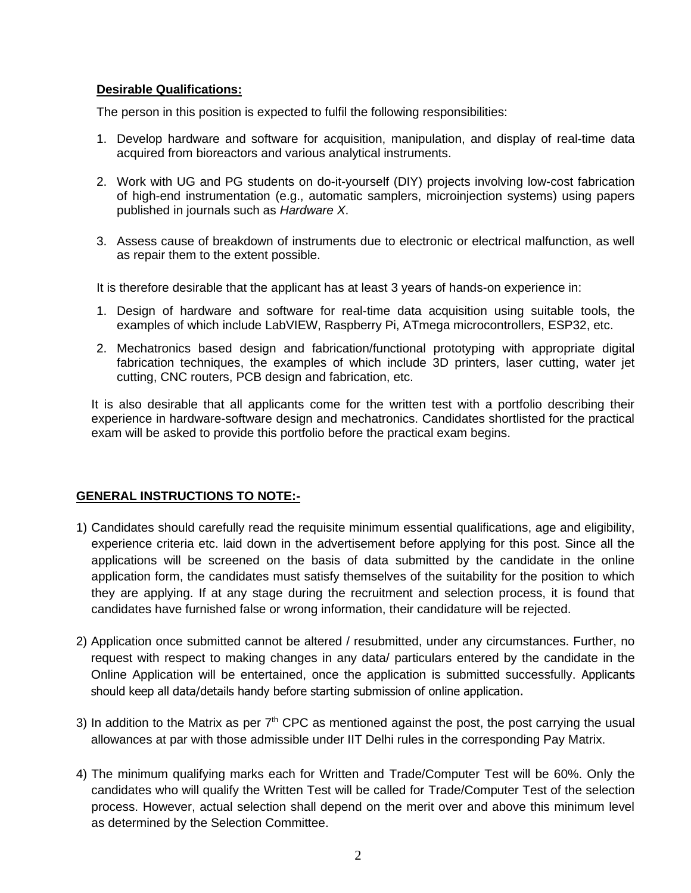**Desirable Qualifications:**

The person in this position is expected to fulfil the following responsibilities:

1. Develop hardware and software for acquisition, manipulation, and display of real-time data acquired from bioreactors and various analytical instruments.

2. Work with UG and PG students on do-it-yourself (DIY) projects involving low-cost fabrication of high-end instrumentation (e.g., automatic samplers, microinjection systems) using papers published in journals such as *Hardware X*.

3. Assess cause of breakdown of instruments due to electronic or electrical malfunction, as well as repair them to the extent possible.

It is therefore desirable that the applicant has at least 3 years of hands-on experience in:

1. Design of hardware and software for real-time data acquisition using suitable tools, the examples of which include LabVIEW, Raspberry Pi, ATmega microcontrollers, ESP32, etc.
2. Mechatronics based design and fabrication/functional prototyping with appropriate digital fabrication techniques, the examples of which include 3D printers, laser cutting, water jet cutting, CNC routers, PCB design and fabrication, etc.

It is also desirable that all applicants come for the written test with a portfolio describing their experience in hardware-software design and mechatronics. Candidates shortlisted for the practical exam will be asked to provide this portfolio before the practical exam begins.

**GENERAL INSTRUCTIONS TO NOTE:-**

1) Candidates should carefully read the requisite minimum essential qualifications, age and eligibility, experience criteria etc. laid down in the advertisement before applying for this post. Since all the applications will be screened on the basis of data submitted by the candidate in the online application form, the candidates must satisfy themselves of the suitability for the position to which they are applying. If at any stage during the recruitment and selection process, it is found that candidates have furnished false or wrong information, their candidature will be rejected.

2) Application once submitted cannot be altered / resubmitted, under any circumstances. Further, no request with respect to making changes in any data/ particulars entered by the candidate in the Online Application will be entertained, once the application is submitted successfully. Applicants should keep all data/details handy before starting submission of online application.

3) In addition to the Matrix as per 7th CPC as mentioned against the post, the post carrying the usual allowances at par with those admissible under IIT Delhi rules in the corresponding Pay Matrix.

4) The minimum qualifying marks each for Written and Trade/Computer Test will be 60%. Only the candidates who will qualify the Written Test will be called for Trade/Computer Test of the selection process. However, actual selection shall depend on the merit over and above this minimum level as determined by the Selection Committee.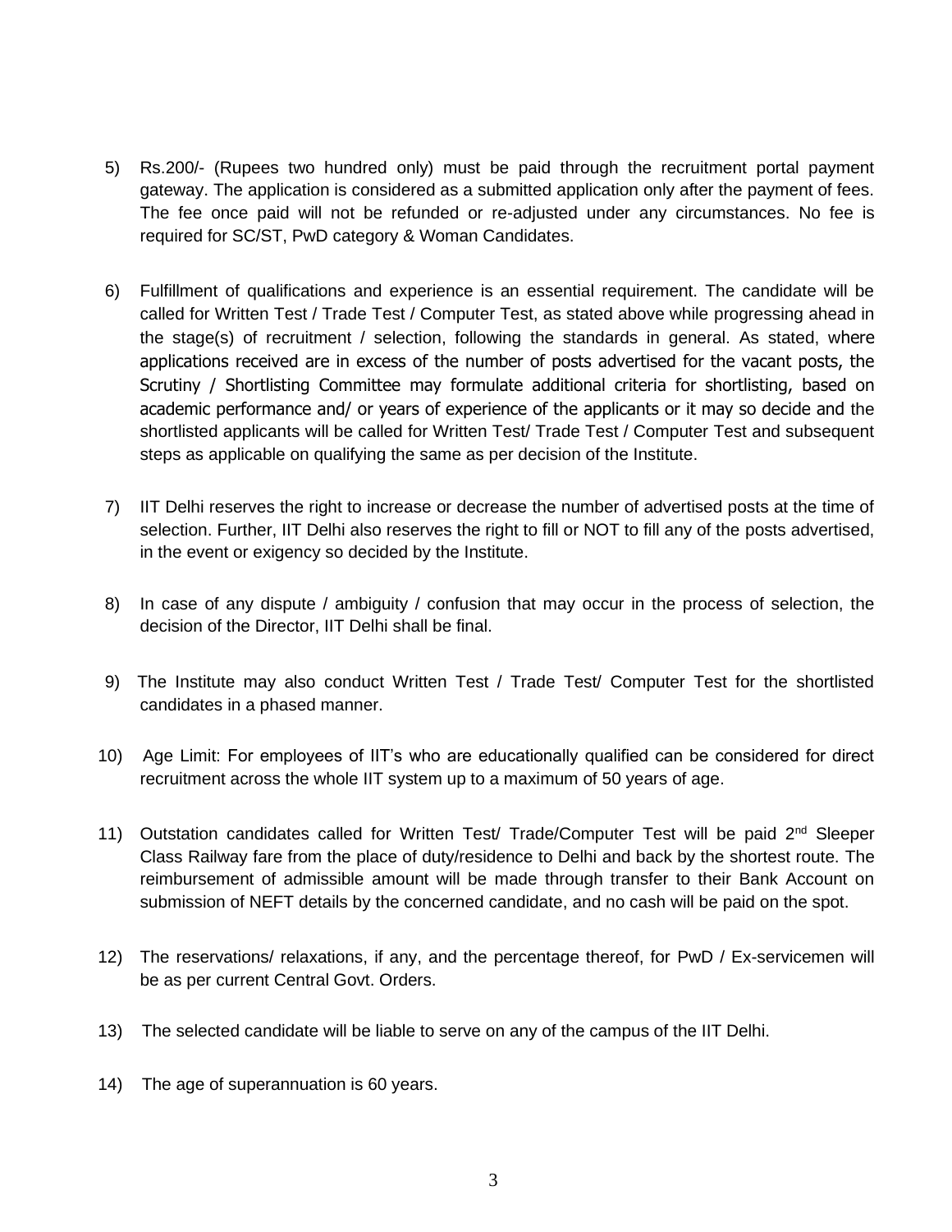5) Rs.200/- (Rupees two hundred only) must be paid through the recruitment portal payment gateway. The application is considered as a submitted application only after the payment of fees. The fee once paid will not be refunded or re-adjusted under any circumstances. No fee is required for SC/ST, PwD category & Woman Candidates.

6) Fulfillment of qualifications and experience is an essential requirement. The candidate will be called for Written Test / Trade Test / Computer Test, as stated above while progressing ahead in the stage(s) of recruitment / selection, following the standards in general. As stated, where applications received are in excess of the number of posts advertised for the vacant posts, the Scrutiny / Shortlisting Committee may formulate additional criteria for shortlisting, based on academic performance and/ or years of experience of the applicants or it may so decide and the shortlisted applicants will be called for Written Test/ Trade Test / Computer Test and subsequent steps as applicable on qualifying the same as per decision of the Institute.

7) IIT Delhi reserves the right to increase or decrease the number of advertised posts at the time of selection. Further, IIT Delhi also reserves the right to fill or NOT to fill any of the posts advertised, in the event or exigency so decided by the Institute.

8) In case of any dispute / ambiguity / confusion that may occur in the process of selection, the decision of the Director, IIT Delhi shall be final.

9) The Institute may also conduct Written Test / Trade Test/ Computer Test for the shortlisted candidates in a phased manner.

10) Age Limit: For employees of IIT's who are educationally qualified can be considered for direct recruitment across the whole IIT system up to a maximum of 50 years of age.

11) Outstation candidates called for Written Test/ Trade/Computer Test will be paid 2nd Sleeper Class Railway fare from the place of duty/residence to Delhi and back by the shortest route. The reimbursement of admissible amount will be made through transfer to their Bank Account on submission of NEFT details by the concerned candidate, and no cash will be paid on the spot.

12) The reservations/ relaxations, if any, and the percentage thereof, for PwD / Ex-servicemen will be as per current Central Govt. Orders.

13) The selected candidate will be liable to serve on any of the campus of the IIT Delhi.

14) The age of superannuation is 60 years.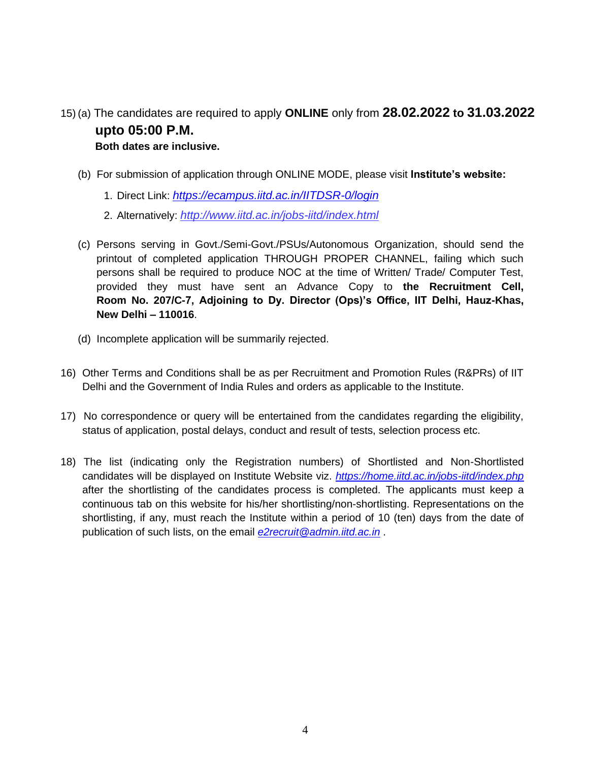15) (a) The candidates are required to apply **ONLINE** only from **28.02.2022 to 31.03.2022 upto 05:00 P.M.**
**Both dates are inclusive.**

(b) For submission of application through ONLINE MODE, please visit **Institute's website:**

1. Direct Link: ***https://ecampus.iitd.ac.in/IITDSR-0/login***
2. Alternatively: *http://www.iitd.ac.in/jobs-iitd/index.html*

(c) Persons serving in Govt./Semi-Govt./PSUs/Autonomous Organization, should send the printout of completed application THROUGH PROPER CHANNEL, failing which such persons shall be required to produce NOC at the time of Written/ Trade/ Computer Test, provided they must have sent an Advance Copy to **the Recruitment Cell, Room No. 207/C-7, Adjoining to Dy. Director (Ops)'s Office, IIT Delhi, Hauz-Khas, New Delhi – 110016**.

(d) Incomplete application will be summarily rejected.

16) Other Terms and Conditions shall be as per Recruitment and Promotion Rules (R&PRs) of IIT Delhi and the Government of India Rules and orders as applicable to the Institute.

17) No correspondence or query will be entertained from the candidates regarding the eligibility, status of application, postal delays, conduct and result of tests, selection process etc.

18) The list (indicating only the Registration numbers) of Shortlisted and Non-Shortlisted candidates will be displayed on Institute Website viz. *https://home.iitd.ac.in/jobs-iitd/index.php* after the shortlisting of the candidates process is completed. The applicants must keep a continuous tab on this website for his/her shortlisting/non-shortlisting. Representations on the shortlisting, if any, must reach the Institute within a period of 10 (ten) days from the date of publication of such lists, on the email *e2recruit@admin.iitd.ac.in* .